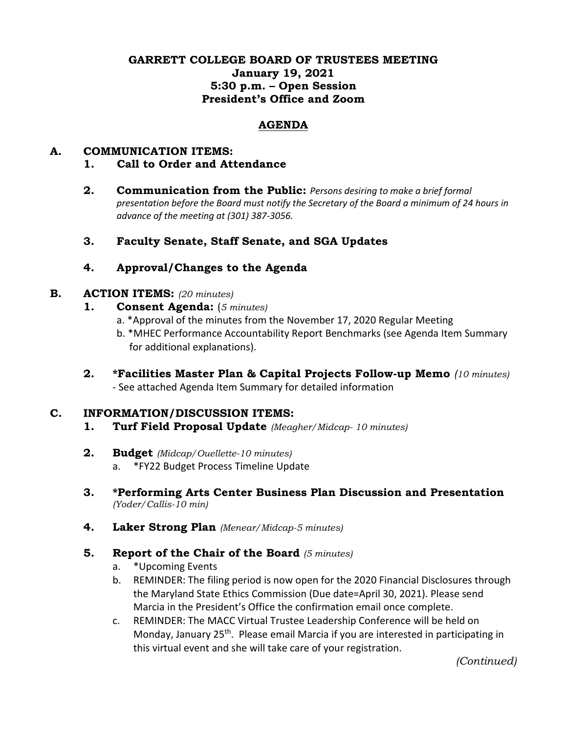**GARRETT COLLEGE BOARD OF TRUSTEES MEETING**
**January 19, 2021**
**5:30 p.m. – Open Session**
**President's Office and Zoom**

## AGENDA

### A. COMMUNICATION ITEMS:

1. **Call to Order and Attendance**

2. **Communication from the Public:** *Persons desiring to make a brief formal presentation before the Board must notify the Secretary of the Board a minimum of 24 hours in advance of the meeting at (301) 387-3056.*

3. **Faculty Senate, Staff Senate, and SGA Updates**

4. **Approval/Changes to the Agenda**

### B. ACTION ITEMS: *(20 minutes)*

1. **Consent Agenda:** (*5 minutes)*
   a. *Approval of the minutes from the November 17, 2020 Regular Meeting
   b. *MHEC Performance Accountability Report Benchmarks (see Agenda Item Summary for additional explanations).

2. **\*Facilities Master Plan & Capital Projects Follow-up Memo** *(10 minutes)*
   - See attached Agenda Item Summary for detailed information

### C. INFORMATION/DISCUSSION ITEMS:

1. **Turf Field Proposal Update** *(Meagher/Midcap- 10 minutes)*

2. **Budget** *(Midcap/Ouellette-10 minutes)*
   a. *FY22 Budget Process Timeline Update

3. **\*Performing Arts Center Business Plan Discussion and Presentation** *(Yoder/Callis-10 min)*

4. **Laker Strong Plan** *(Menear/Midcap-5 minutes)*

5. **Report of the Chair of the Board** *(5 minutes)*
   a. *Upcoming Events
   b. REMINDER: The filing period is now open for the 2020 Financial Disclosures through the Maryland State Ethics Commission (Due date=April 30, 2021). Please send Marcia in the President's Office the confirmation email once complete.
   c. REMINDER: The MACC Virtual Trustee Leadership Conference will be held on Monday, January 25th. Please email Marcia if you are interested in participating in this virtual event and she will take care of your registration.

*(Continued)*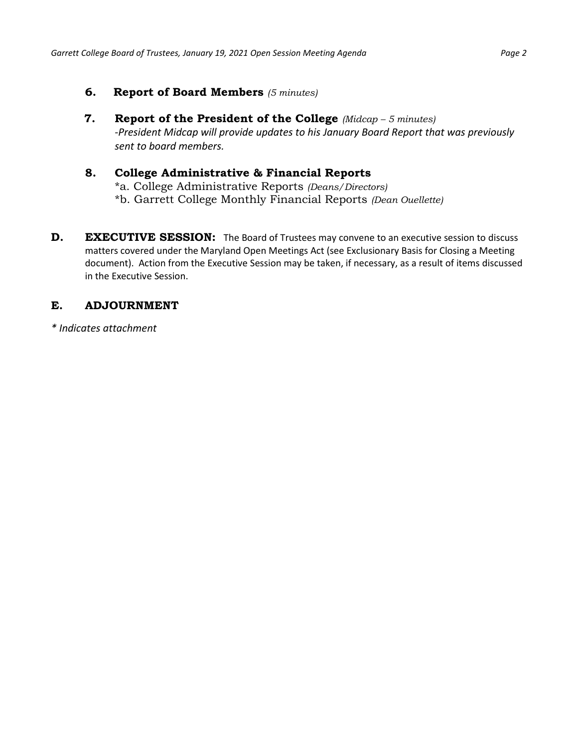**6. Report of Board Members** *(5 minutes)*

**7. Report of the President of the College** *(Midcap – 5 minutes)*
*-President Midcap will provide updates to his January Board Report that was previously sent to board members.*

**8. College Administrative & Financial Reports**

*a. College Administrative Reports *(Deans/Directors)*
*b. Garrett College Monthly Financial Reports *(Dean Ouellette)*

## D. EXECUTIVE SESSION:

The Board of Trustees may convene to an executive session to discuss matters covered under the Maryland Open Meetings Act (see Exclusionary Basis for Closing a Meeting document). Action from the Executive Session may be taken, if necessary, as a result of items discussed in the Executive Session.

## E. ADJOURNMENT

*\* Indicates attachment*